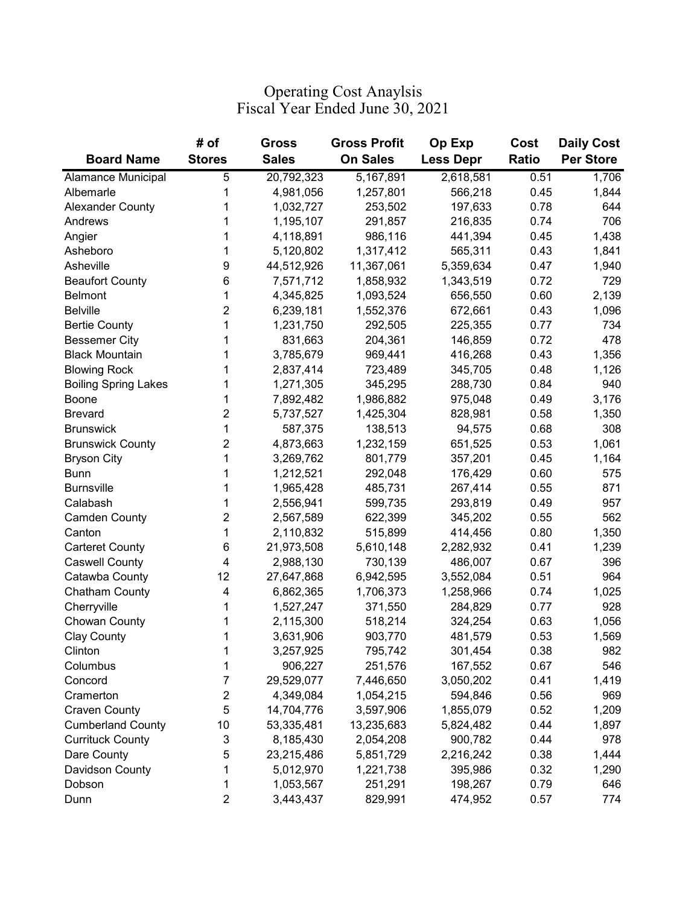# Operating Cost Anaylsis
## Fiscal Year Ended June 30, 2021

| Board Name | # of Stores | Gross Sales | Gross Profit On Sales | Op Exp Less Depr | Cost Ratio | Daily Cost Per Store |
|---|---|---|---|---|---|---|
| Alamance Municipal | 5 | 20,792,323 | 5,167,891 | 2,618,581 | 0.51 | 1,706 |
| Albemarle | 1 | 4,981,056 | 1,257,801 | 566,218 | 0.45 | 1,844 |
| Alexander County | 1 | 1,032,727 | 253,502 | 197,633 | 0.78 | 644 |
| Andrews | 1 | 1,195,107 | 291,857 | 216,835 | 0.74 | 706 |
| Angier | 1 | 4,118,891 | 986,116 | 441,394 | 0.45 | 1,438 |
| Asheboro | 1 | 5,120,802 | 1,317,412 | 565,311 | 0.43 | 1,841 |
| Asheville | 9 | 44,512,926 | 11,367,061 | 5,359,634 | 0.47 | 1,940 |
| Beaufort County | 6 | 7,571,712 | 1,858,932 | 1,343,519 | 0.72 | 729 |
| Belmont | 1 | 4,345,825 | 1,093,524 | 656,550 | 0.60 | 2,139 |
| Belville | 2 | 6,239,181 | 1,552,376 | 672,661 | 0.43 | 1,096 |
| Bertie County | 1 | 1,231,750 | 292,505 | 225,355 | 0.77 | 734 |
| Bessemer City | 1 | 831,663 | 204,361 | 146,859 | 0.72 | 478 |
| Black Mountain | 1 | 3,785,679 | 969,441 | 416,268 | 0.43 | 1,356 |
| Blowing Rock | 1 | 2,837,414 | 723,489 | 345,705 | 0.48 | 1,126 |
| Boiling Spring Lakes | 1 | 1,271,305 | 345,295 | 288,730 | 0.84 | 940 |
| Boone | 1 | 7,892,482 | 1,986,882 | 975,048 | 0.49 | 3,176 |
| Brevard | 2 | 5,737,527 | 1,425,304 | 828,981 | 0.58 | 1,350 |
| Brunswick | 1 | 587,375 | 138,513 | 94,575 | 0.68 | 308 |
| Brunswick County | 2 | 4,873,663 | 1,232,159 | 651,525 | 0.53 | 1,061 |
| Bryson City | 1 | 3,269,762 | 801,779 | 357,201 | 0.45 | 1,164 |
| Bunn | 1 | 1,212,521 | 292,048 | 176,429 | 0.60 | 575 |
| Burnsville | 1 | 1,965,428 | 485,731 | 267,414 | 0.55 | 871 |
| Calabash | 1 | 2,556,941 | 599,735 | 293,819 | 0.49 | 957 |
| Camden County | 2 | 2,567,589 | 622,399 | 345,202 | 0.55 | 562 |
| Canton | 1 | 2,110,832 | 515,899 | 414,456 | 0.80 | 1,350 |
| Carteret County | 6 | 21,973,508 | 5,610,148 | 2,282,932 | 0.41 | 1,239 |
| Caswell County | 4 | 2,988,130 | 730,139 | 486,007 | 0.67 | 396 |
| Catawba County | 12 | 27,647,868 | 6,942,595 | 3,552,084 | 0.51 | 964 |
| Chatham County | 4 | 6,862,365 | 1,706,373 | 1,258,966 | 0.74 | 1,025 |
| Cherryville | 1 | 1,527,247 | 371,550 | 284,829 | 0.77 | 928 |
| Chowan County | 1 | 2,115,300 | 518,214 | 324,254 | 0.63 | 1,056 |
| Clay County | 1 | 3,631,906 | 903,770 | 481,579 | 0.53 | 1,569 |
| Clinton | 1 | 3,257,925 | 795,742 | 301,454 | 0.38 | 982 |
| Columbus | 1 | 906,227 | 251,576 | 167,552 | 0.67 | 546 |
| Concord | 7 | 29,529,077 | 7,446,650 | 3,050,202 | 0.41 | 1,419 |
| Cramerton | 2 | 4,349,084 | 1,054,215 | 594,846 | 0.56 | 969 |
| Craven County | 5 | 14,704,776 | 3,597,906 | 1,855,079 | 0.52 | 1,209 |
| Cumberland County | 10 | 53,335,481 | 13,235,683 | 5,824,482 | 0.44 | 1,897 |
| Currituck County | 3 | 8,185,430 | 2,054,208 | 900,782 | 0.44 | 978 |
| Dare County | 5 | 23,215,486 | 5,851,729 | 2,216,242 | 0.38 | 1,444 |
| Davidson County | 1 | 5,012,970 | 1,221,738 | 395,986 | 0.32 | 1,290 |
| Dobson | 1 | 1,053,567 | 251,291 | 198,267 | 0.79 | 646 |
| Dunn | 2 | 3,443,437 | 829,991 | 474,952 | 0.57 | 774 |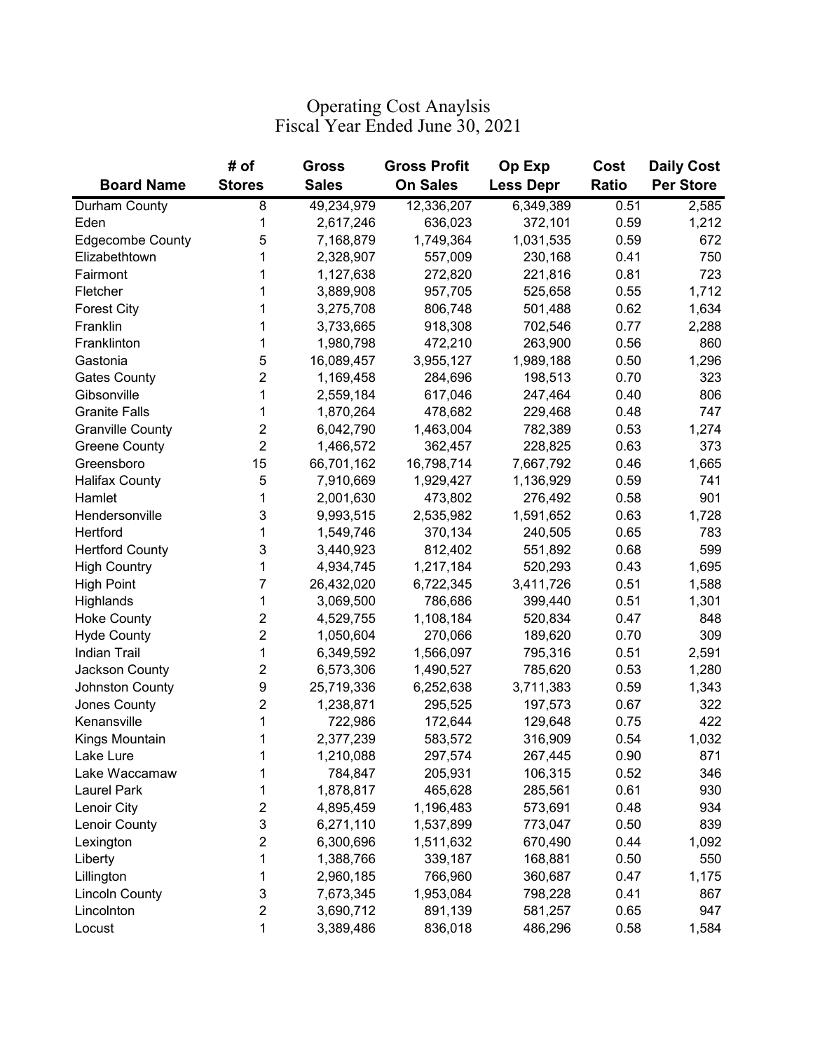# Operating Cost Anaylsis
## Fiscal Year Ended June 30, 2021

| Board Name | # of Stores | Gross Sales | Gross Profit On Sales | Op Exp Less Depr | Cost Ratio | Daily Cost Per Store |
|---|---|---|---|---|---|---|
| Durham County | 8 | 49,234,979 | 12,336,207 | 6,349,389 | 0.51 | 2,585 |
| Eden | 1 | 2,617,246 | 636,023 | 372,101 | 0.59 | 1,212 |
| Edgecombe County | 5 | 7,168,879 | 1,749,364 | 1,031,535 | 0.59 | 672 |
| Elizabethtown | 1 | 2,328,907 | 557,009 | 230,168 | 0.41 | 750 |
| Fairmont | 1 | 1,127,638 | 272,820 | 221,816 | 0.81 | 723 |
| Fletcher | 1 | 3,889,908 | 957,705 | 525,658 | 0.55 | 1,712 |
| Forest City | 1 | 3,275,708 | 806,748 | 501,488 | 0.62 | 1,634 |
| Franklin | 1 | 3,733,665 | 918,308 | 702,546 | 0.77 | 2,288 |
| Franklinton | 1 | 1,980,798 | 472,210 | 263,900 | 0.56 | 860 |
| Gastonia | 5 | 16,089,457 | 3,955,127 | 1,989,188 | 0.50 | 1,296 |
| Gates County | 2 | 1,169,458 | 284,696 | 198,513 | 0.70 | 323 |
| Gibsonville | 1 | 2,559,184 | 617,046 | 247,464 | 0.40 | 806 |
| Granite Falls | 1 | 1,870,264 | 478,682 | 229,468 | 0.48 | 747 |
| Granville County | 2 | 6,042,790 | 1,463,004 | 782,389 | 0.53 | 1,274 |
| Greene County | 2 | 1,466,572 | 362,457 | 228,825 | 0.63 | 373 |
| Greensboro | 15 | 66,701,162 | 16,798,714 | 7,667,792 | 0.46 | 1,665 |
| Halifax County | 5 | 7,910,669 | 1,929,427 | 1,136,929 | 0.59 | 741 |
| Hamlet | 1 | 2,001,630 | 473,802 | 276,492 | 0.58 | 901 |
| Hendersonville | 3 | 9,993,515 | 2,535,982 | 1,591,652 | 0.63 | 1,728 |
| Hertford | 1 | 1,549,746 | 370,134 | 240,505 | 0.65 | 783 |
| Hertford County | 3 | 3,440,923 | 812,402 | 551,892 | 0.68 | 599 |
| High Country | 1 | 4,934,745 | 1,217,184 | 520,293 | 0.43 | 1,695 |
| High Point | 7 | 26,432,020 | 6,722,345 | 3,411,726 | 0.51 | 1,588 |
| Highlands | 1 | 3,069,500 | 786,686 | 399,440 | 0.51 | 1,301 |
| Hoke County | 2 | 4,529,755 | 1,108,184 | 520,834 | 0.47 | 848 |
| Hyde County | 2 | 1,050,604 | 270,066 | 189,620 | 0.70 | 309 |
| Indian Trail | 1 | 6,349,592 | 1,566,097 | 795,316 | 0.51 | 2,591 |
| Jackson County | 2 | 6,573,306 | 1,490,527 | 785,620 | 0.53 | 1,280 |
| Johnston County | 9 | 25,719,336 | 6,252,638 | 3,711,383 | 0.59 | 1,343 |
| Jones County | 2 | 1,238,871 | 295,525 | 197,573 | 0.67 | 322 |
| Kenansville | 1 | 722,986 | 172,644 | 129,648 | 0.75 | 422 |
| Kings Mountain | 1 | 2,377,239 | 583,572 | 316,909 | 0.54 | 1,032 |
| Lake Lure | 1 | 1,210,088 | 297,574 | 267,445 | 0.90 | 871 |
| Lake Waccamaw | 1 | 784,847 | 205,931 | 106,315 | 0.52 | 346 |
| Laurel Park | 1 | 1,878,817 | 465,628 | 285,561 | 0.61 | 930 |
| Lenoir City | 2 | 4,895,459 | 1,196,483 | 573,691 | 0.48 | 934 |
| Lenoir County | 3 | 6,271,110 | 1,537,899 | 773,047 | 0.50 | 839 |
| Lexington | 2 | 6,300,696 | 1,511,632 | 670,490 | 0.44 | 1,092 |
| Liberty | 1 | 1,388,766 | 339,187 | 168,881 | 0.50 | 550 |
| Lillington | 1 | 2,960,185 | 766,960 | 360,687 | 0.47 | 1,175 |
| Lincoln County | 3 | 7,673,345 | 1,953,084 | 798,228 | 0.41 | 867 |
| Lincolnton | 2 | 3,690,712 | 891,139 | 581,257 | 0.65 | 947 |
| Locust | 1 | 3,389,486 | 836,018 | 486,296 | 0.58 | 1,584 |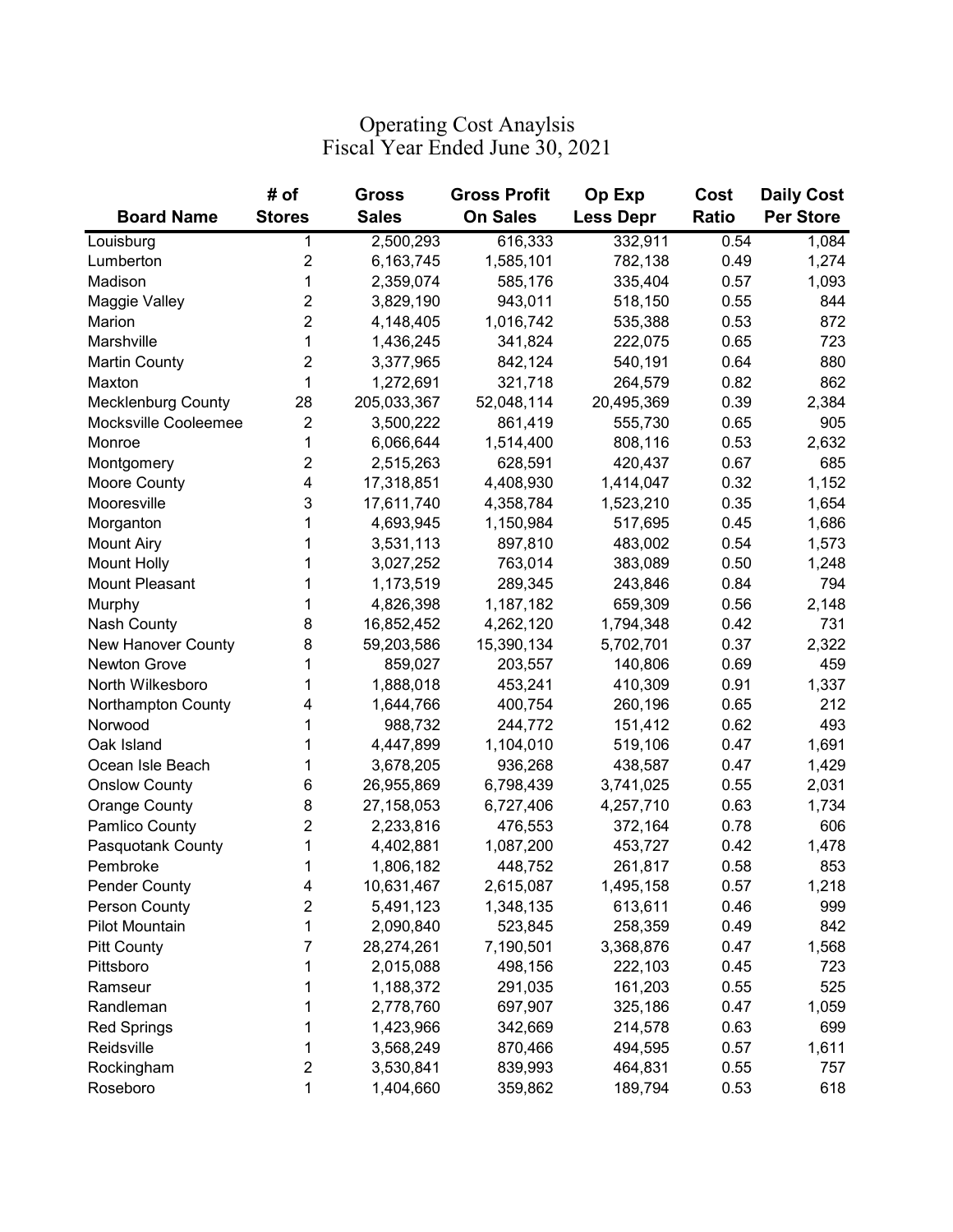# Operating Cost Anaylsis
## Fiscal Year Ended June 30, 2021

| Board Name | # of Stores | Gross Sales | Gross Profit On Sales | Op Exp Less Depr | Cost Ratio | Daily Cost Per Store |
|---|---|---|---|---|---|---|
| Louisburg | 1 | 2,500,293 | 616,333 | 332,911 | 0.54 | 1,084 |
| Lumberton | 2 | 6,163,745 | 1,585,101 | 782,138 | 0.49 | 1,274 |
| Madison | 1 | 2,359,074 | 585,176 | 335,404 | 0.57 | 1,093 |
| Maggie Valley | 2 | 3,829,190 | 943,011 | 518,150 | 0.55 | 844 |
| Marion | 2 | 4,148,405 | 1,016,742 | 535,388 | 0.53 | 872 |
| Marshville | 1 | 1,436,245 | 341,824 | 222,075 | 0.65 | 723 |
| Martin County | 2 | 3,377,965 | 842,124 | 540,191 | 0.64 | 880 |
| Maxton | 1 | 1,272,691 | 321,718 | 264,579 | 0.82 | 862 |
| Mecklenburg County | 28 | 205,033,367 | 52,048,114 | 20,495,369 | 0.39 | 2,384 |
| Mocksville Cooleemee | 2 | 3,500,222 | 861,419 | 555,730 | 0.65 | 905 |
| Monroe | 1 | 6,066,644 | 1,514,400 | 808,116 | 0.53 | 2,632 |
| Montgomery | 2 | 2,515,263 | 628,591 | 420,437 | 0.67 | 685 |
| Moore County | 4 | 17,318,851 | 4,408,930 | 1,414,047 | 0.32 | 1,152 |
| Mooresville | 3 | 17,611,740 | 4,358,784 | 1,523,210 | 0.35 | 1,654 |
| Morganton | 1 | 4,693,945 | 1,150,984 | 517,695 | 0.45 | 1,686 |
| Mount Airy | 1 | 3,531,113 | 897,810 | 483,002 | 0.54 | 1,573 |
| Mount Holly | 1 | 3,027,252 | 763,014 | 383,089 | 0.50 | 1,248 |
| Mount Pleasant | 1 | 1,173,519 | 289,345 | 243,846 | 0.84 | 794 |
| Murphy | 1 | 4,826,398 | 1,187,182 | 659,309 | 0.56 | 2,148 |
| Nash County | 8 | 16,852,452 | 4,262,120 | 1,794,348 | 0.42 | 731 |
| New Hanover County | 8 | 59,203,586 | 15,390,134 | 5,702,701 | 0.37 | 2,322 |
| Newton Grove | 1 | 859,027 | 203,557 | 140,806 | 0.69 | 459 |
| North Wilkesboro | 1 | 1,888,018 | 453,241 | 410,309 | 0.91 | 1,337 |
| Northampton County | 4 | 1,644,766 | 400,754 | 260,196 | 0.65 | 212 |
| Norwood | 1 | 988,732 | 244,772 | 151,412 | 0.62 | 493 |
| Oak Island | 1 | 4,447,899 | 1,104,010 | 519,106 | 0.47 | 1,691 |
| Ocean Isle Beach | 1 | 3,678,205 | 936,268 | 438,587 | 0.47 | 1,429 |
| Onslow County | 6 | 26,955,869 | 6,798,439 | 3,741,025 | 0.55 | 2,031 |
| Orange County | 8 | 27,158,053 | 6,727,406 | 4,257,710 | 0.63 | 1,734 |
| Pamlico County | 2 | 2,233,816 | 476,553 | 372,164 | 0.78 | 606 |
| Pasquotank County | 1 | 4,402,881 | 1,087,200 | 453,727 | 0.42 | 1,478 |
| Pembroke | 1 | 1,806,182 | 448,752 | 261,817 | 0.58 | 853 |
| Pender County | 4 | 10,631,467 | 2,615,087 | 1,495,158 | 0.57 | 1,218 |
| Person County | 2 | 5,491,123 | 1,348,135 | 613,611 | 0.46 | 999 |
| Pilot Mountain | 1 | 2,090,840 | 523,845 | 258,359 | 0.49 | 842 |
| Pitt County | 7 | 28,274,261 | 7,190,501 | 3,368,876 | 0.47 | 1,568 |
| Pittsboro | 1 | 2,015,088 | 498,156 | 222,103 | 0.45 | 723 |
| Ramseur | 1 | 1,188,372 | 291,035 | 161,203 | 0.55 | 525 |
| Randleman | 1 | 2,778,760 | 697,907 | 325,186 | 0.47 | 1,059 |
| Red Springs | 1 | 1,423,966 | 342,669 | 214,578 | 0.63 | 699 |
| Reidsville | 1 | 3,568,249 | 870,466 | 494,595 | 0.57 | 1,611 |
| Rockingham | 2 | 3,530,841 | 839,993 | 464,831 | 0.55 | 757 |
| Roseboro | 1 | 1,404,660 | 359,862 | 189,794 | 0.53 | 618 |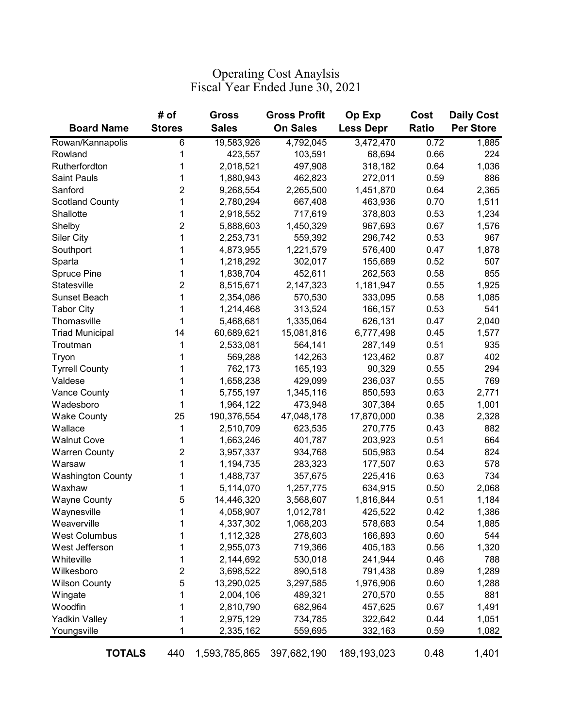# Operating Cost Anaylsis
## Fiscal Year Ended June 30, 2021

| Board Name | # of Stores | Gross Sales | Gross Profit On Sales | Op Exp Less Depr | Cost Ratio | Daily Cost Per Store |
|---|---|---|---|---|---|---|
| Rowan/Kannapolis | 6 | 19,583,926 | 4,792,045 | 3,472,470 | 0.72 | 1,885 |
| Rowland | 1 | 423,557 | 103,591 | 68,694 | 0.66 | 224 |
| Rutherfordton | 1 | 2,018,521 | 497,908 | 318,182 | 0.64 | 1,036 |
| Saint Pauls | 1 | 1,880,943 | 462,823 | 272,011 | 0.59 | 886 |
| Sanford | 2 | 9,268,554 | 2,265,500 | 1,451,870 | 0.64 | 2,365 |
| Scotland County | 1 | 2,780,294 | 667,408 | 463,936 | 0.70 | 1,511 |
| Shallotte | 1 | 2,918,552 | 717,619 | 378,803 | 0.53 | 1,234 |
| Shelby | 2 | 5,888,603 | 1,450,329 | 967,693 | 0.67 | 1,576 |
| Siler City | 1 | 2,253,731 | 559,392 | 296,742 | 0.53 | 967 |
| Southport | 1 | 4,873,955 | 1,221,579 | 576,400 | 0.47 | 1,878 |
| Sparta | 1 | 1,218,292 | 302,017 | 155,689 | 0.52 | 507 |
| Spruce Pine | 1 | 1,838,704 | 452,611 | 262,563 | 0.58 | 855 |
| Statesville | 2 | 8,515,671 | 2,147,323 | 1,181,947 | 0.55 | 1,925 |
| Sunset Beach | 1 | 2,354,086 | 570,530 | 333,095 | 0.58 | 1,085 |
| Tabor City | 1 | 1,214,468 | 313,524 | 166,157 | 0.53 | 541 |
| Thomasville | 1 | 5,468,681 | 1,335,064 | 626,131 | 0.47 | 2,040 |
| Triad Municipal | 14 | 60,689,621 | 15,081,816 | 6,777,498 | 0.45 | 1,577 |
| Troutman | 1 | 2,533,081 | 564,141 | 287,149 | 0.51 | 935 |
| Tryon | 1 | 569,288 | 142,263 | 123,462 | 0.87 | 402 |
| Tyrrell County | 1 | 762,173 | 165,193 | 90,329 | 0.55 | 294 |
| Valdese | 1 | 1,658,238 | 429,099 | 236,037 | 0.55 | 769 |
| Vance County | 1 | 5,755,197 | 1,345,116 | 850,593 | 0.63 | 2,771 |
| Wadesboro | 1 | 1,964,122 | 473,948 | 307,384 | 0.65 | 1,001 |
| Wake County | 25 | 190,376,554 | 47,048,178 | 17,870,000 | 0.38 | 2,328 |
| Wallace | 1 | 2,510,709 | 623,535 | 270,775 | 0.43 | 882 |
| Walnut Cove | 1 | 1,663,246 | 401,787 | 203,923 | 0.51 | 664 |
| Warren County | 2 | 3,957,337 | 934,768 | 505,983 | 0.54 | 824 |
| Warsaw | 1 | 1,194,735 | 283,323 | 177,507 | 0.63 | 578 |
| Washington County | 1 | 1,488,737 | 357,675 | 225,416 | 0.63 | 734 |
| Waxhaw | 1 | 5,114,070 | 1,257,775 | 634,915 | 0.50 | 2,068 |
| Wayne County | 5 | 14,446,320 | 3,568,607 | 1,816,844 | 0.51 | 1,184 |
| Waynesville | 1 | 4,058,907 | 1,012,781 | 425,522 | 0.42 | 1,386 |
| Weaverville | 1 | 4,337,302 | 1,068,203 | 578,683 | 0.54 | 1,885 |
| West Columbus | 1 | 1,112,328 | 278,603 | 166,893 | 0.60 | 544 |
| West Jefferson | 1 | 2,955,073 | 719,366 | 405,183 | 0.56 | 1,320 |
| Whiteville | 1 | 2,144,692 | 530,018 | 241,944 | 0.46 | 788 |
| Wilkesboro | 2 | 3,698,522 | 890,518 | 791,438 | 0.89 | 1,289 |
| Wilson County | 5 | 13,290,025 | 3,297,585 | 1,976,906 | 0.60 | 1,288 |
| Wingate | 1 | 2,004,106 | 489,321 | 270,570 | 0.55 | 881 |
| Woodfin | 1 | 2,810,790 | 682,964 | 457,625 | 0.67 | 1,491 |
| Yadkin Valley | 1 | 2,975,129 | 734,785 | 322,642 | 0.44 | 1,051 |
| Youngsville | 1 | 2,335,162 | 559,695 | 332,163 | 0.59 | 1,082 |
| **TOTALS** | 440 | 1,593,785,865 | 397,682,190 | 189,193,023 | 0.48 | 1,401 |